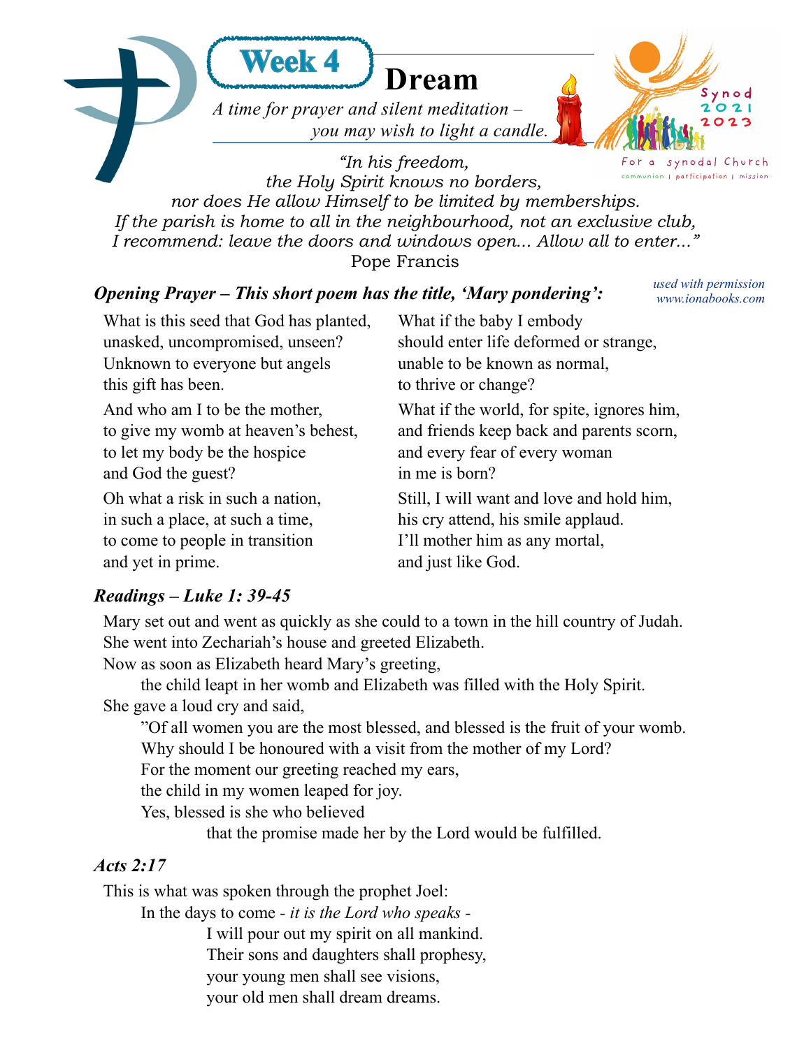# Week 4

## Dream

*A time for prayer and silent meditation – you may wish to light a candle.*

Synod 2021 2023

For a synodal Church

communion | participation | mission

*"In his freedom,*
*the Holy Spirit knows no borders,*
*nor does He allow Himself to be limited by memberships.*
*If the parish is home to all in the neighbourhood, not an exclusive club,*
*I recommend: leave the doors and windows open... Allow all to enter..."*
Pope Francis

### *Opening Prayer – This short poem has the title, 'Mary pondering':*

*used with permission*
*www.ionabooks.com*

What is this seed that God has planted,
unasked, uncompromised, unseen?
Unknown to everyone but angels
this gift has been.

And who am I to be the mother,
to give my womb at heaven's behest,
to let my body be the hospice
and God the guest?

Oh what a risk in such a nation,
in such a place, at such a time,
to come to people in transition
and yet in prime.

What if the baby I embody
should enter life deformed or strange,
unable to be known as normal,
to thrive or change?

What if the world, for spite, ignores him,
and friends keep back and parents scorn,
and every fear of every woman
in me is born?

Still, I will want and love and hold him,
his cry attend, his smile applaud.
I'll mother him as any mortal,
and just like God.

### *Readings – Luke 1: 39-45*

Mary set out and went as quickly as she could to a town in the hill country of Judah.
She went into Zechariah's house and greeted Elizabeth.
Now as soon as Elizabeth heard Mary's greeting,
the child leapt in her womb and Elizabeth was filled with the Holy Spirit.
She gave a loud cry and said,
"Of all women you are the most blessed, and blessed is the fruit of your womb.
Why should I be honoured with a visit from the mother of my Lord?
For the moment our greeting reached my ears,
the child in my women leaped for joy.
Yes, blessed is she who believed
that the promise made her by the Lord would be fulfilled.

### *Acts 2:17*

This is what was spoken through the prophet Joel:
In the days to come - *it is the Lord who speaks* -
I will pour out my spirit on all mankind.
Their sons and daughters shall prophesy,
your young men shall see visions,
your old men shall dream dreams.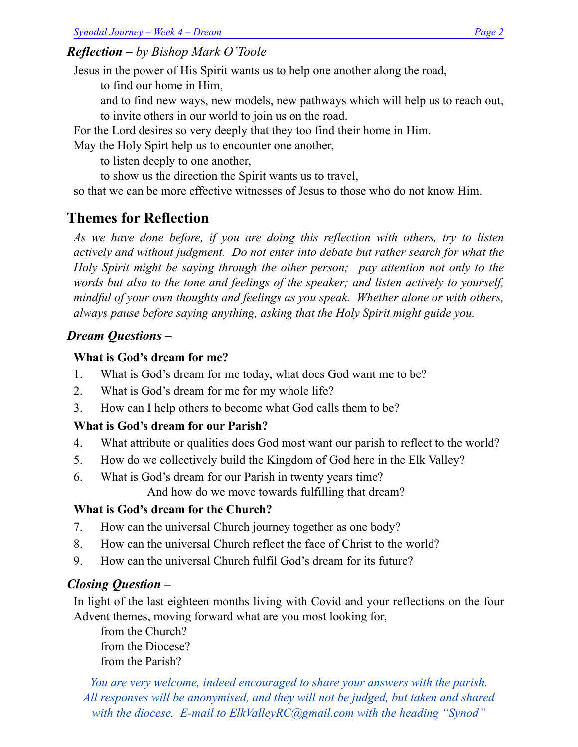***Reflection** – by Bishop Mark O'Toole*

Jesus in the power of His Spirit wants us to help one another along the road,
to find our home in Him,
and to find new ways, new models, new pathways which will help us to reach out,
to invite others in our world to join us on the road.
For the Lord desires so very deeply that they too find their home in Him.
May the Holy Spirt help us to encounter one another,
to listen deeply to one another,
to show us the direction the Spirit wants us to travel,
so that we can be more effective witnesses of Jesus to those who do not know Him.

## Themes for Reflection

*As we have done before, if you are doing this reflection with others, try to listen actively and without judgment. Do not enter into debate but rather search for what the Holy Spirit might be saying through the other person; pay attention not only to the words but also to the tone and feelings of the speaker; and listen actively to yourself, mindful of your own thoughts and feelings as you speak. Whether alone or with others, always pause before saying anything, asking that the Holy Spirit might guide you.*

### *Dream Questions –*

**What is God's dream for me?**

1. What is God's dream for me today, what does God want me to be?
2. What is God's dream for me for my whole life?
3. How can I help others to become what God calls them to be?

**What is God's dream for our Parish?**

4. What attribute or qualities does God most want our parish to reflect to the world?
5. How do we collectively build the Kingdom of God here in the Elk Valley?
6. What is God's dream for our Parish in twenty years time?
   And how do we move towards fulfilling that dream?

**What is God's dream for the Church?**

7. How can the universal Church journey together as one body?
8. How can the universal Church reflect the face of Christ to the world?
9. How can the universal Church fulfil God's dream for its future?

### *Closing Question –*

In light of the last eighteen months living with Covid and your reflections on the four Advent themes, moving forward what are you most looking for,
from the Church?
from the Diocese?
from the Parish?

*You are very welcome, indeed encouraged to share your answers with the parish. All responses will be anonymised, and they will not be judged, but taken and shared with the diocese. E-mail to ElkValleyRC@gmail.com with the heading "Synod"*